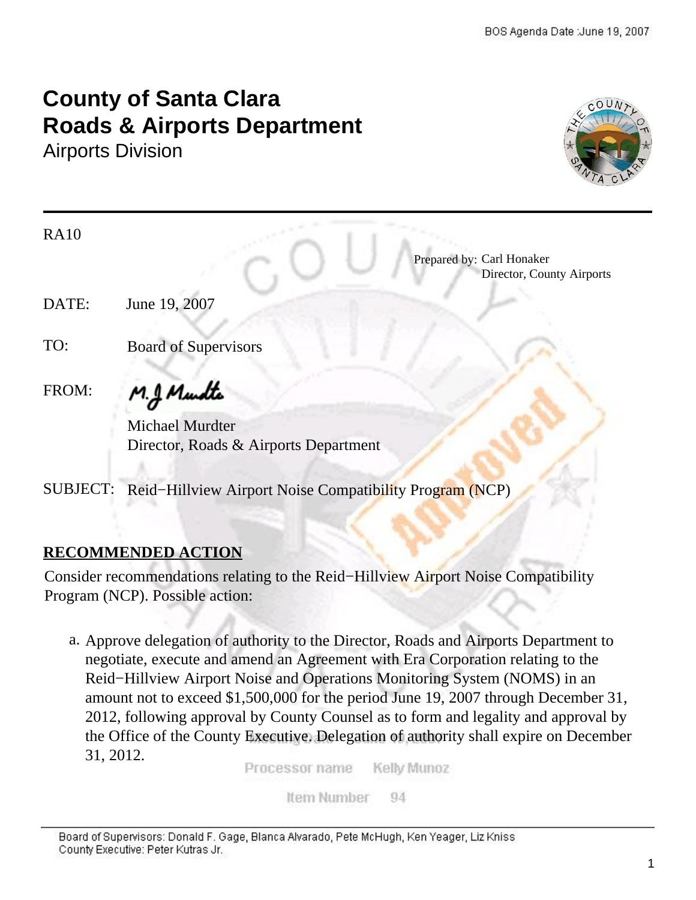BOS Agenda Date :June 19, 2007

# County of Santa Clara
# Roads & Airports Department
## Airports Division

RA10

Prepared by: Carl Honaker
Director, County Airports

DATE: June 19, 2007

TO: Board of Supervisors

FROM: Michael Murdter
Director, Roads & Airports Department

SUBJECT: Reid−Hillview Airport Noise Compatibility Program (NCP)

## RECOMMENDED ACTION

Consider recommendations relating to the Reid−Hillview Airport Noise Compatibility Program (NCP). Possible action:

a. Approve delegation of authority to the Director, Roads and Airports Department to negotiate, execute and amend an Agreement with Era Corporation relating to the Reid−Hillview Airport Noise and Operations Monitoring System (NOMS) in an amount not to exceed $1,500,000 for the period June 19, 2007 through December 31, 2012, following approval by County Counsel as to form and legality and approval by the Office of the County Executive. Delegation of authority shall expire on December 31, 2012.

Processor name Kelly Munoz

Item Number 94

Board of Supervisors: Donald F. Gage, Blanca Alvarado, Pete McHugh, Ken Yeager, Liz Kniss
County Executive: Peter Kutras Jr.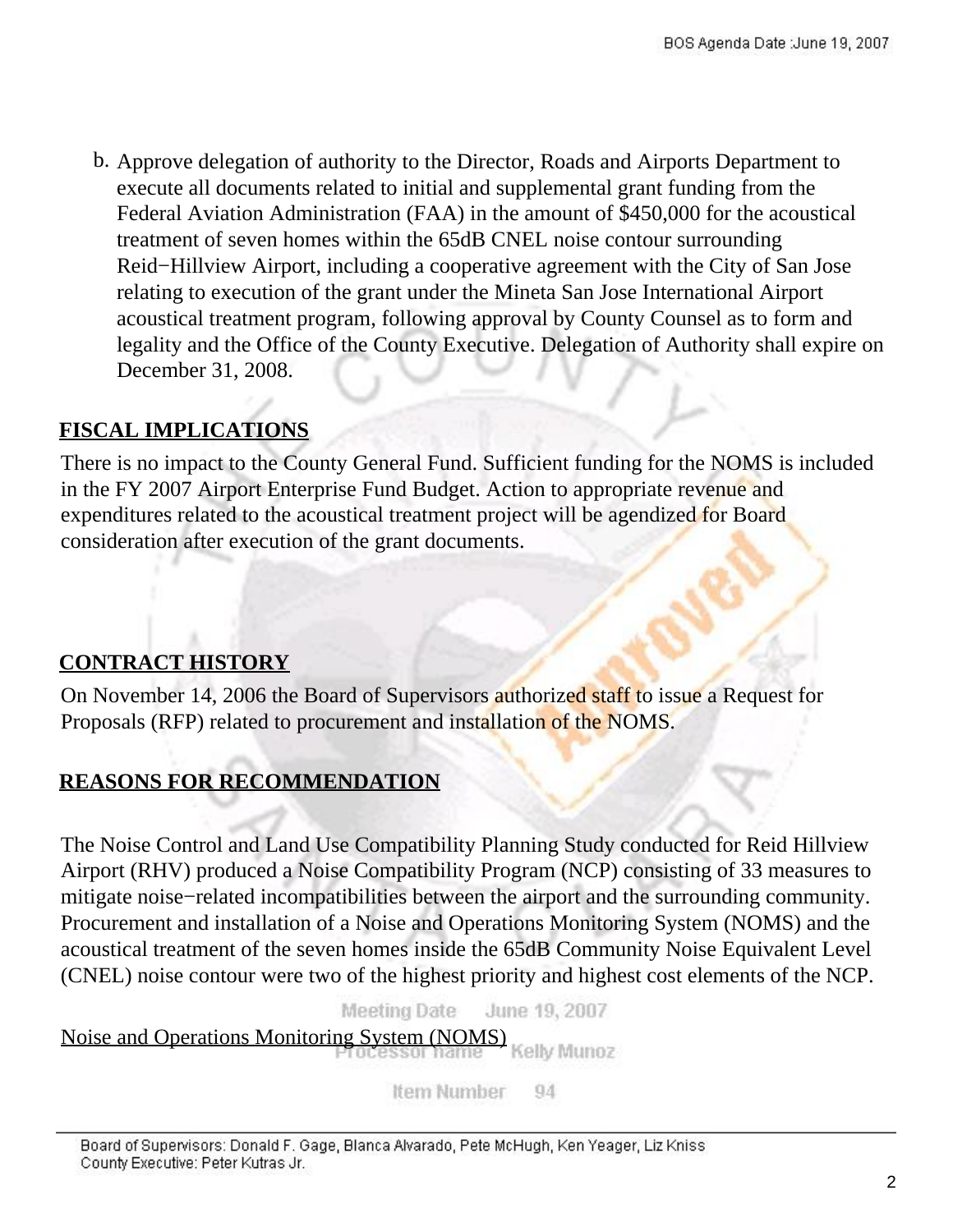b. Approve delegation of authority to the Director, Roads and Airports Department to execute all documents related to initial and supplemental grant funding from the Federal Aviation Administration (FAA) in the amount of $450,000 for the acoustical treatment of seven homes within the 65dB CNEL noise contour surrounding Reid−Hillview Airport, including a cooperative agreement with the City of San Jose relating to execution of the grant under the Mineta San Jose International Airport acoustical treatment program, following approval by County Counsel as to form and legality and the Office of the County Executive. Delegation of Authority shall expire on December 31, 2008.

## FISCAL IMPLICATIONS

There is no impact to the County General Fund. Sufficient funding for the NOMS is included in the FY 2007 Airport Enterprise Fund Budget. Action to appropriate revenue and expenditures related to the acoustical treatment project will be agendized for Board consideration after execution of the grant documents.

## CONTRACT HISTORY

On November 14, 2006 the Board of Supervisors authorized staff to issue a Request for Proposals (RFP) related to procurement and installation of the NOMS.

## REASONS FOR RECOMMENDATION

The Noise Control and Land Use Compatibility Planning Study conducted for Reid Hillview Airport (RHV) produced a Noise Compatibility Program (NCP) consisting of 33 measures to mitigate noise−related incompatibilities between the airport and the surrounding community. Procurement and installation of a Noise and Operations Monitoring System (NOMS) and the acoustical treatment of the seven homes inside the 65dB Community Noise Equivalent Level (CNEL) noise contour were two of the highest priority and highest cost elements of the NCP.

Meeting Date June 19, 2007
Processor name Kelly Munoz
Item Number 94

Noise and Operations Monitoring System (NOMS)

Board of Supervisors: Donald F. Gage, Blanca Alvarado, Pete McHugh, Ken Yeager, Liz Kniss
County Executive: Peter Kutras Jr.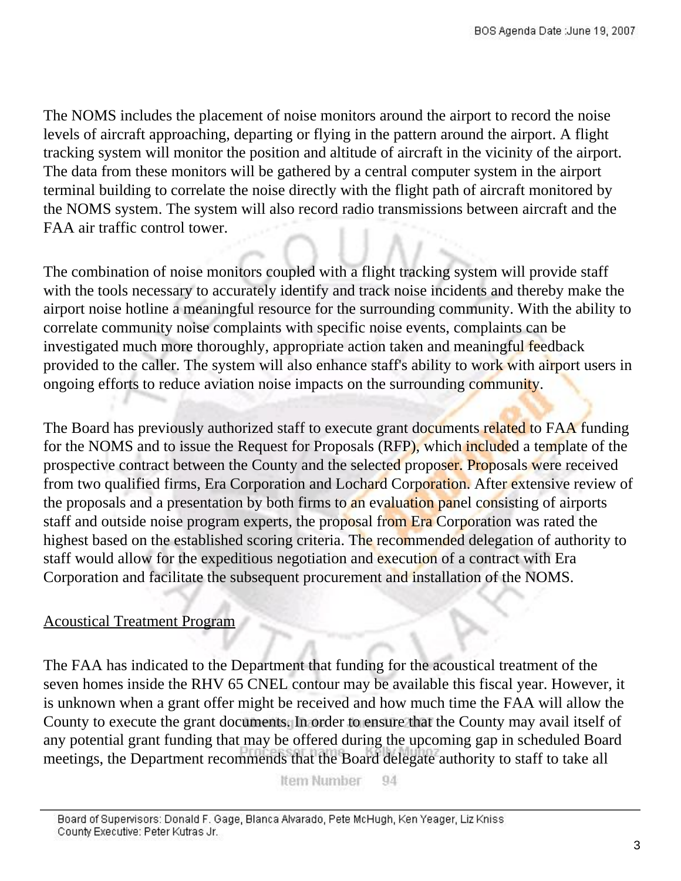The NOMS includes the placement of noise monitors around the airport to record the noise levels of aircraft approaching, departing or flying in the pattern around the airport. A flight tracking system will monitor the position and altitude of aircraft in the vicinity of the airport. The data from these monitors will be gathered by a central computer system in the airport terminal building to correlate the noise directly with the flight path of aircraft monitored by the NOMS system. The system will also record radio transmissions between aircraft and the FAA air traffic control tower.

The combination of noise monitors coupled with a flight tracking system will provide staff with the tools necessary to accurately identify and track noise incidents and thereby make the airport noise hotline a meaningful resource for the surrounding community. With the ability to correlate community noise complaints with specific noise events, complaints can be investigated much more thoroughly, appropriate action taken and meaningful feedback provided to the caller. The system will also enhance staff's ability to work with airport users in ongoing efforts to reduce aviation noise impacts on the surrounding community.

The Board has previously authorized staff to execute grant documents related to FAA funding for the NOMS and to issue the Request for Proposals (RFP), which included a template of the prospective contract between the County and the selected proposer. Proposals were received from two qualified firms, Era Corporation and Lochard Corporation. After extensive review of the proposals and a presentation by both firms to an evaluation panel consisting of airports staff and outside noise program experts, the proposal from Era Corporation was rated the highest based on the established scoring criteria. The recommended delegation of authority to staff would allow for the expeditious negotiation and execution of a contract with Era Corporation and facilitate the subsequent procurement and installation of the NOMS.

Acoustical Treatment Program

The FAA has indicated to the Department that funding for the acoustical treatment of the seven homes inside the RHV 65 CNEL contour may be available this fiscal year. However, it is unknown when a grant offer might be received and how much time the FAA will allow the County to execute the grant documents. In order to ensure that the County may avail itself of any potential grant funding that may be offered during the upcoming gap in scheduled Board meetings, the Department recommends that the Board delegate authority to staff to take all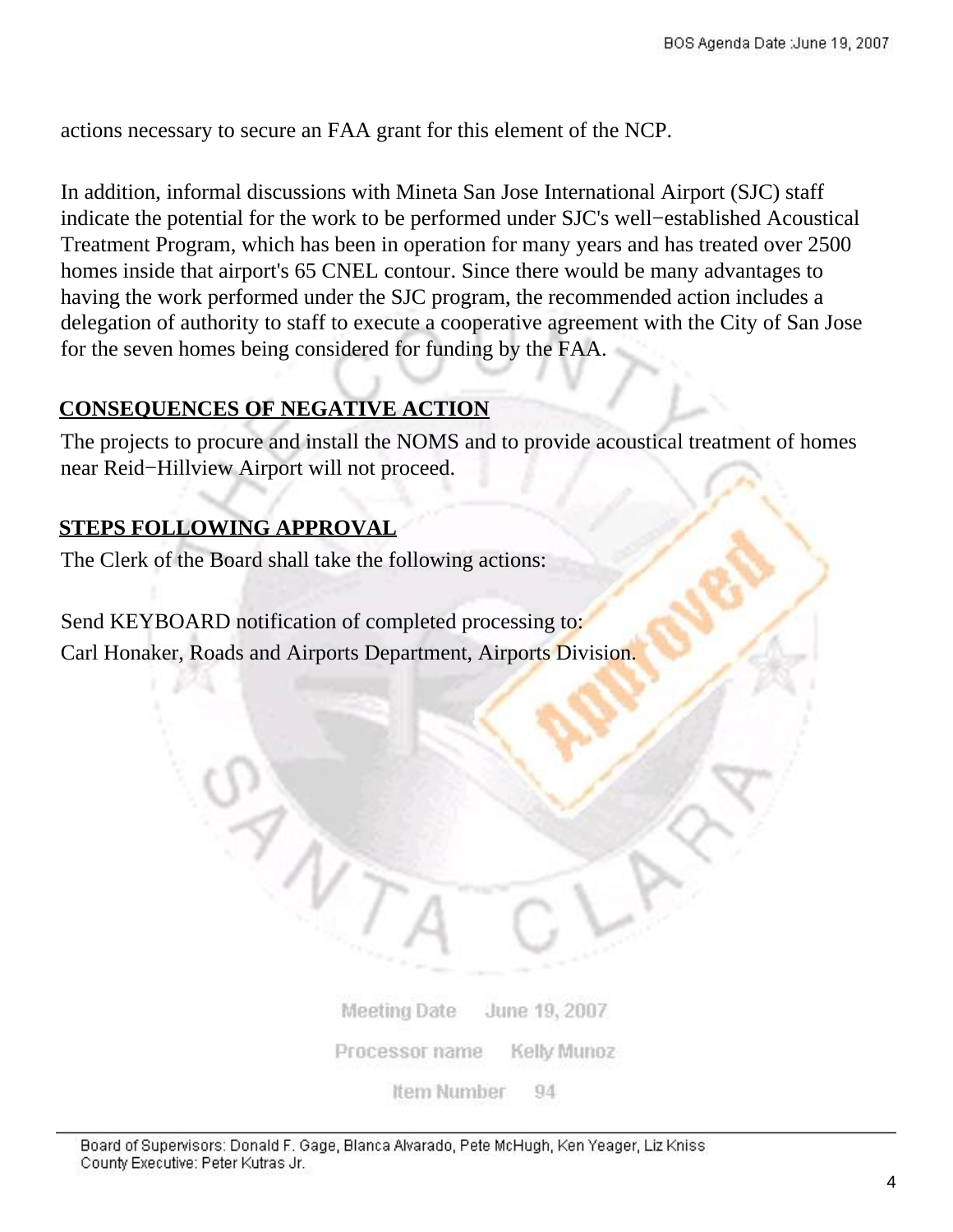actions necessary to secure an FAA grant for this element of the NCP.

In addition, informal discussions with Mineta San Jose International Airport (SJC) staff indicate the potential for the work to be performed under SJC's well−established Acoustical Treatment Program, which has been in operation for many years and has treated over 2500 homes inside that airport's 65 CNEL contour. Since there would be many advantages to having the work performed under the SJC program, the recommended action includes a delegation of authority to staff to execute a cooperative agreement with the City of San Jose for the seven homes being considered for funding by the FAA.

## CONSEQUENCES OF NEGATIVE ACTION

The projects to procure and install the NOMS and to provide acoustical treatment of homes near Reid−Hillview Airport will not proceed.

## STEPS FOLLOWING APPROVAL

The Clerk of the Board shall take the following actions:

Send KEYBOARD notification of completed processing to:
Carl Honaker, Roads and Airports Department, Airports Division.

Meeting Date June 19, 2007

Processor name Kelly Munoz

Item Number 94